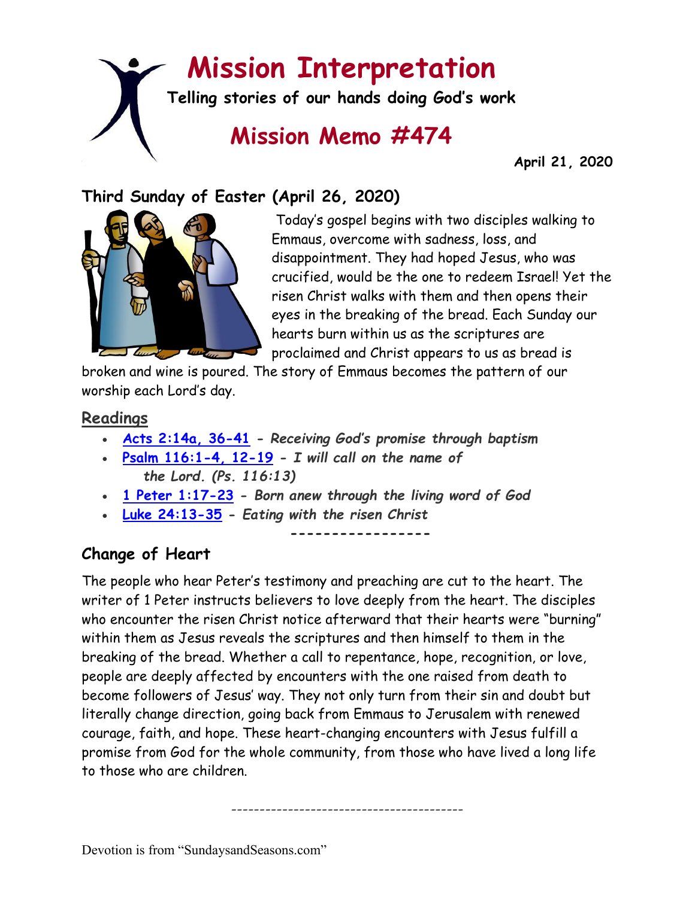# Mission Interpretation

**Telling stories of our hands doing God's work**

## Mission Memo #474

**April 21, 2020**

## Third Sunday of Easter (April 26, 2020)

Today's gospel begins with two disciples walking to Emmaus, overcome with sadness, loss, and disappointment. They had hoped Jesus, who was crucified, would be the one to redeem Israel! Yet the risen Christ walks with them and then opens their eyes in the breaking of the bread. Each Sunday our hearts burn within us as the scriptures are proclaimed and Christ appears to us as bread is broken and wine is poured. The story of Emmaus becomes the pattern of our worship each Lord's day.

### Readings

- **Acts 2:14a, 36-41** - *Receiving God's promise through baptism*
- **Psalm 116:1-4, 12-19** - *I will call on the name of the Lord. (Ps. 116:13)*
- **1 Peter 1:17-23** - *Born anew through the living word of God*
- **Luke 24:13-35** - *Eating with the risen Christ*

-----------------

## Change of Heart

The people who hear Peter's testimony and preaching are cut to the heart. The writer of 1 Peter instructs believers to love deeply from the heart. The disciples who encounter the risen Christ notice afterward that their hearts were "burning" within them as Jesus reveals the scriptures and then himself to them in the breaking of the bread. Whether a call to repentance, hope, recognition, or love, people are deeply affected by encounters with the one raised from death to become followers of Jesus' way. They not only turn from their sin and doubt but literally change direction, going back from Emmaus to Jerusalem with renewed courage, faith, and hope. These heart-changing encounters with Jesus fulfill a promise from God for the whole community, from those who have lived a long life to those who are children.

----------------------------------------

Devotion is from "SundaysandSeasons.com"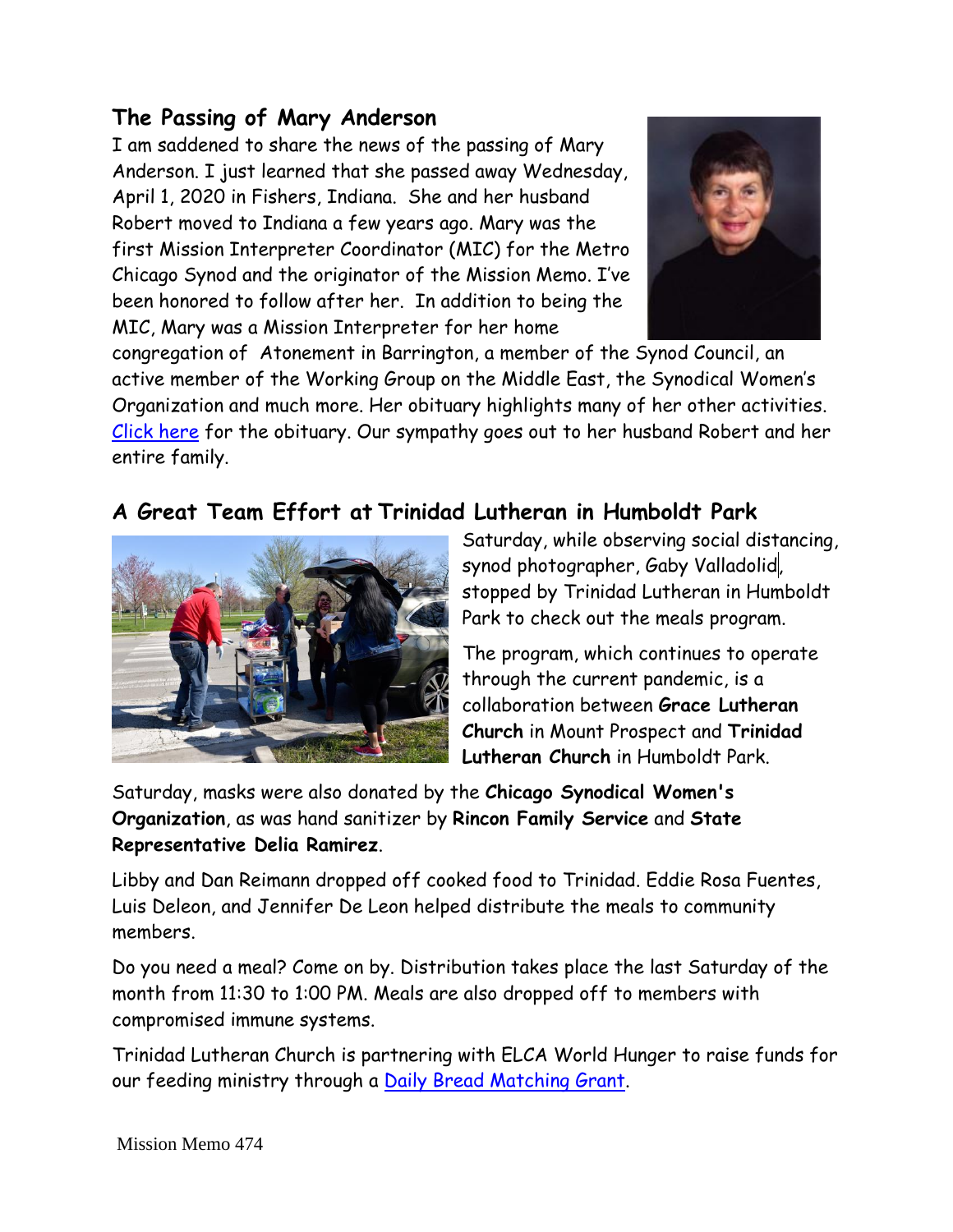## The Passing of Mary Anderson

I am saddened to share the news of the passing of Mary Anderson. I just learned that she passed away Wednesday, April 1, 2020 in Fishers, Indiana. She and her husband Robert moved to Indiana a few years ago. Mary was the first Mission Interpreter Coordinator (MIC) for the Metro Chicago Synod and the originator of the Mission Memo. I've been honored to follow after her. In addition to being the MIC, Mary was a Mission Interpreter for her home congregation of Atonement in Barrington, a member of the Synod Council, an active member of the Working Group on the Middle East, the Synodical Women's Organization and much more. Her obituary highlights many of her other activities. Click here for the obituary. Our sympathy goes out to her husband Robert and her entire family.

## A Great Team Effort at Trinidad Lutheran in Humboldt Park

Saturday, while observing social distancing, synod photographer, Gaby Valladolid, stopped by Trinidad Lutheran in Humboldt Park to check out the meals program.

The program, which continues to operate through the current pandemic, is a collaboration between **Grace Lutheran Church** in Mount Prospect and **Trinidad Lutheran Church** in Humboldt Park.

Saturday, masks were also donated by the **Chicago Synodical Women's Organization**, as was hand sanitizer by **Rincon Family Service** and **State Representative Delia Ramirez**.

Libby and Dan Reimann dropped off cooked food to Trinidad. Eddie Rosa Fuentes, Luis Deleon, and Jennifer De Leon helped distribute the meals to community members.

Do you need a meal? Come on by. Distribution takes place the last Saturday of the month from 11:30 to 1:00 PM. Meals are also dropped off to members with compromised immune systems.

Trinidad Lutheran Church is partnering with ELCA World Hunger to raise funds for our feeding ministry through a Daily Bread Matching Grant.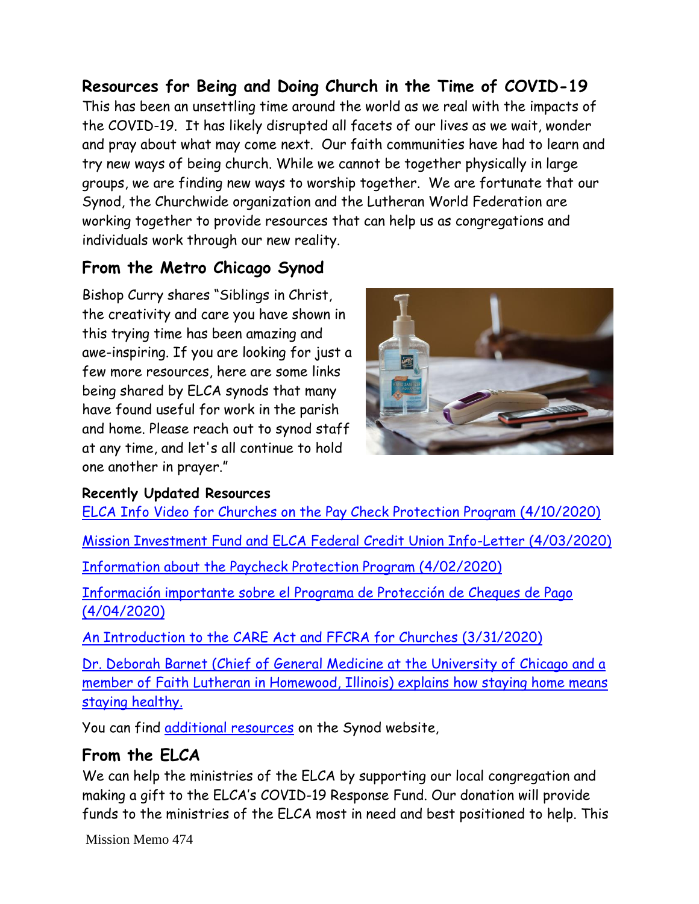## Resources for Being and Doing Church in the Time of COVID-19

This has been an unsettling time around the world as we real with the impacts of the COVID-19. It has likely disrupted all facets of our lives as we wait, wonder and pray about what may come next. Our faith communities have had to learn and try new ways of being church. While we cannot be together physically in large groups, we are finding new ways to worship together. We are fortunate that our Synod, the Churchwide organization and the Lutheran World Federation are working together to provide resources that can help us as congregations and individuals work through our new reality.

## From the Metro Chicago Synod

Bishop Curry shares "Siblings in Christ, the creativity and care you have shown in this trying time has been amazing and awe-inspiring. If you are looking for just a few more resources, here are some links being shared by ELCA synods that many have found useful for work in the parish and home. Please reach out to synod staff at any time, and let's all continue to hold one another in prayer."

**Recently Updated Resources**

ELCA Info Video for Churches on the Pay Check Protection Program (4/10/2020)

Mission Investment Fund and ELCA Federal Credit Union Info-Letter (4/03/2020)

Information about the Paycheck Protection Program (4/02/2020)

Información importante sobre el Programa de Protección de Cheques de Pago (4/04/2020)

An Introduction to the CARE Act and FFCRA for Churches (3/31/2020)

Dr. Deborah Barnet (Chief of General Medicine at the University of Chicago and a member of Faith Lutheran in Homewood, Illinois) explains how staying home means staying healthy.

You can find additional resources on the Synod website,

## From the ELCA

We can help the ministries of the ELCA by supporting our local congregation and making a gift to the ELCA's COVID-19 Response Fund. Our donation will provide funds to the ministries of the ELCA most in need and best positioned to help. This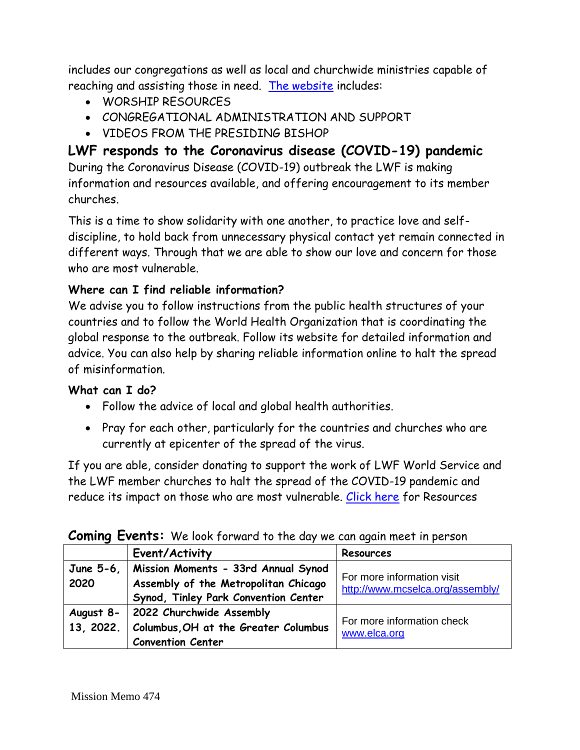includes our congregations as well as local and churchwide ministries capable of reaching and assisting those in need. [The website](#) includes:

- WORSHIP RESOURCES
- CONGREGATIONAL ADMINISTRATION AND SUPPORT
- VIDEOS FROM THE PRESIDING BISHOP

## LWF responds to the Coronavirus disease (COVID-19) pandemic

During the Coronavirus Disease (COVID-19) outbreak the LWF is making information and resources available, and offering encouragement to its member churches.

This is a time to show solidarity with one another, to practice love and self-discipline, to hold back from unnecessary physical contact yet remain connected in different ways. Through that we are able to show our love and concern for those who are most vulnerable.

**Where can I find reliable information?**

We advise you to follow instructions from the public health structures of your countries and to follow the World Health Organization that is coordinating the global response to the outbreak. Follow its website for detailed information and advice. You can also help by sharing reliable information online to halt the spread of misinformation.

**What can I do?**

- Follow the advice of local and global health authorities.
- Pray for each other, particularly for the countries and churches who are currently at epicenter of the spread of the virus.

If you are able, consider donating to support the work of LWF World Service and the LWF member churches to halt the spread of the COVID-19 pandemic and reduce its impact on those who are most vulnerable. [Click here](#) for Resources

**Coming Events:** We look forward to the day we can again meet in person

| | Event/Activity | Resources |
|---|---|---|
| June 5-6, 2020 | Mission Moments - 33rd Annual Synod Assembly of the Metropolitan Chicago Synod, Tinley Park Convention Center | For more information visit http://www.mcselca.org/assembly/ |
| August 8-13, 2022. | 2022 Churchwide Assembly Columbus, OH at the Greater Columbus Convention Center | For more information check www.elca.org |

Mission Memo 474